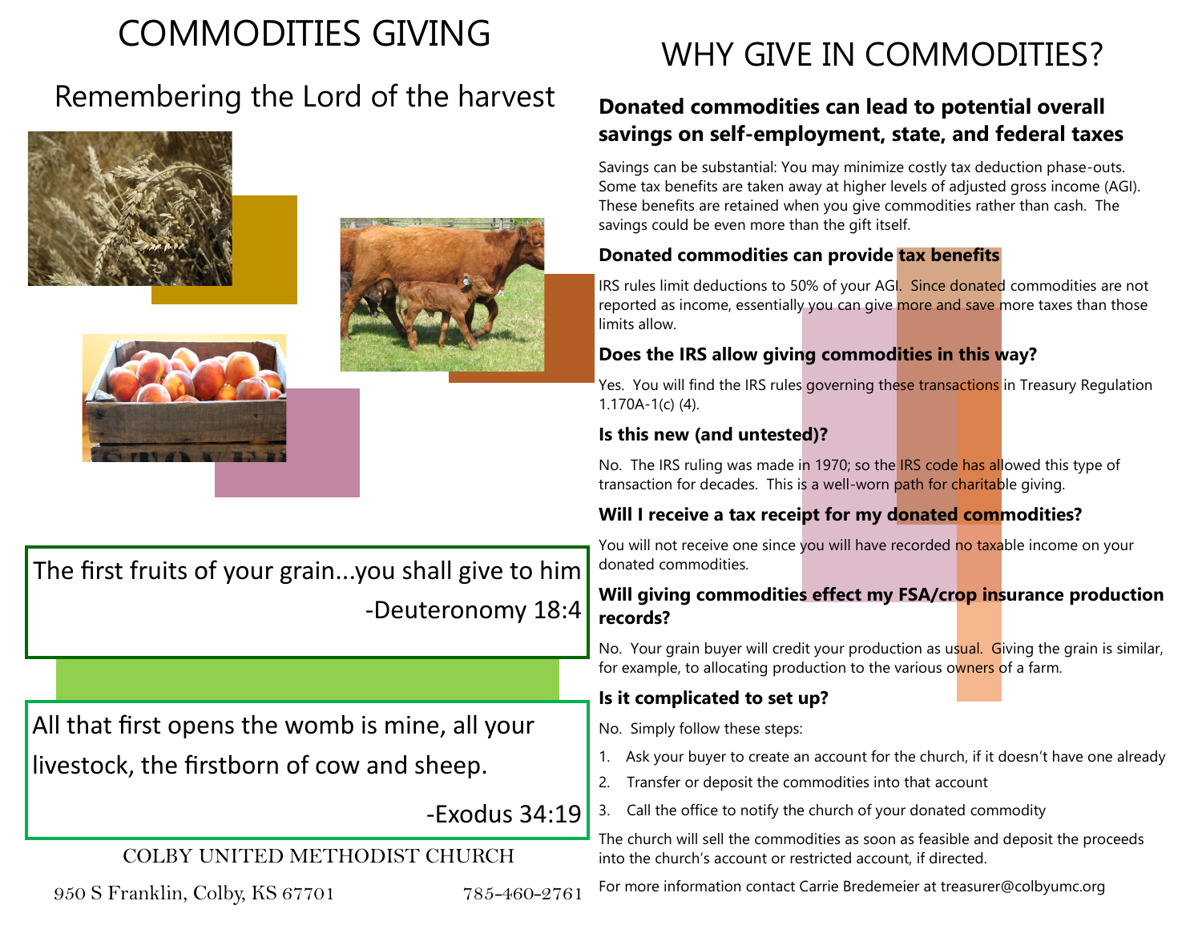# COMMODITIES GIVING

## Remembering the Lord of the harvest

The first fruits of your grain...you shall give to him

-Deuteronomy 18:4

All that first opens the womb is mine, all your livestock, the firstborn of cow and sheep.

-Exodus 34:19

COLBY UNITED METHODIST CHURCH

950 S Franklin, Colby, KS 67701 785-460-2761

# WHY GIVE IN COMMODITIES?

## Donated commodities can lead to potential overall savings on self-employment, state, and federal taxes

Savings can be substantial: You may minimize costly tax deduction phase-outs. Some tax benefits are taken away at higher levels of adjusted gross income (AGI). These benefits are retained when you give commodities rather than cash. The savings could be even more than the gift itself.

### Donated commodities can provide tax benefits

IRS rules limit deductions to 50% of your AGI. Since donated commodities are not reported as income, essentially you can give more and save more taxes than those limits allow.

### Does the IRS allow giving commodities in this way?

Yes. You will find the IRS rules governing these transactions in Treasury Regulation 1.170A-1(c) (4).

### Is this new (and untested)?

No. The IRS ruling was made in 1970; so the IRS code has allowed this type of transaction for decades. This is a well-worn path for charitable giving.

### Will I receive a tax receipt for my donated commodities?

You will not receive one since you will have recorded no taxable income on your donated commodities.

### Will giving commodities effect my FSA/crop insurance production records?

No. Your grain buyer will credit your production as usual. Giving the grain is similar, for example, to allocating production to the various owners of a farm.

### Is it complicated to set up?

No. Simply follow these steps:

1. Ask your buyer to create an account for the church, if it doesn't have one already
2. Transfer or deposit the commodities into that account
3. Call the office to notify the church of your donated commodity

The church will sell the commodities as soon as feasible and deposit the proceeds into the church's account or restricted account, if directed.

For more information contact Carrie Bredemeier at treasurer@colbyumc.org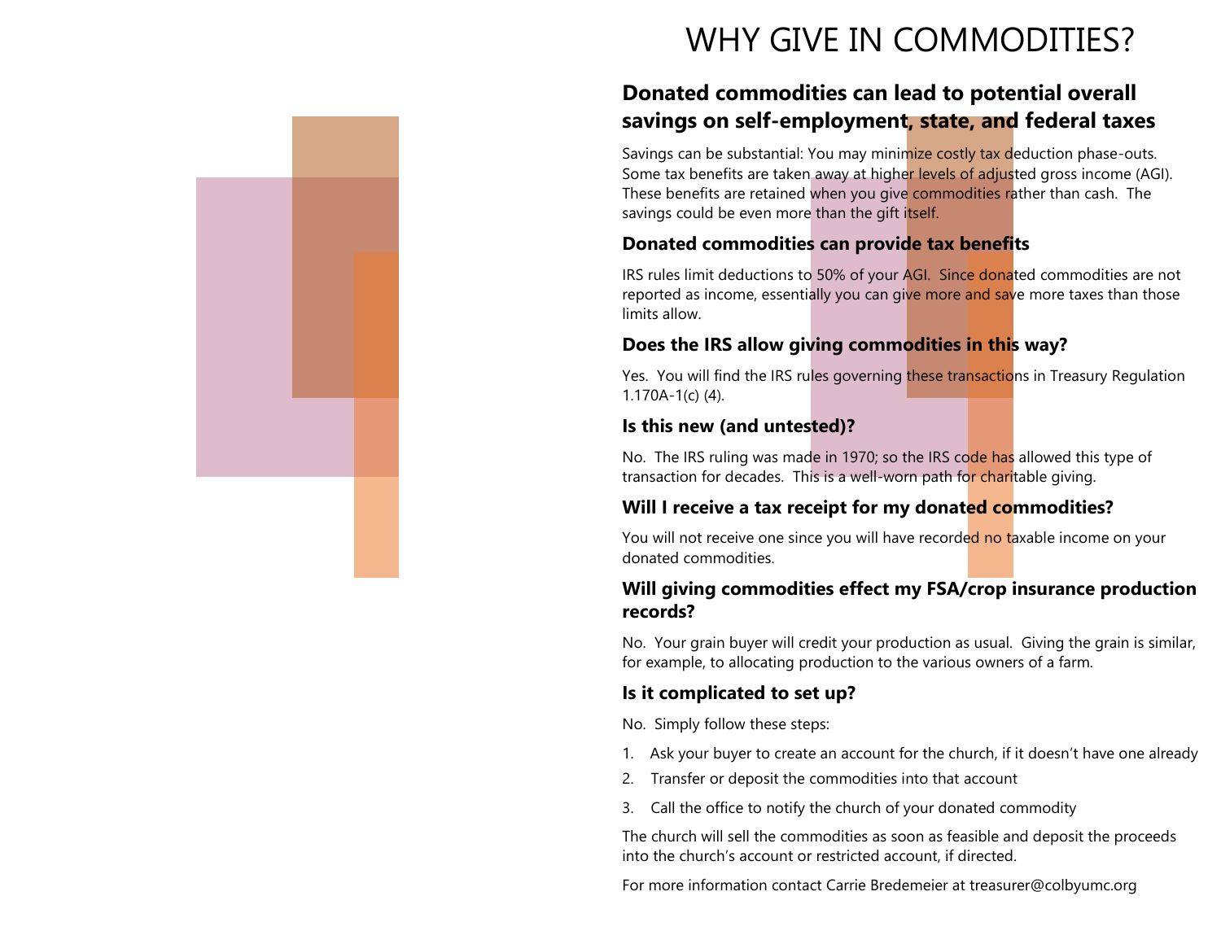# WHY GIVE IN COMMODITIES?

## Donated commodities can lead to potential overall savings on self-employment, state, and federal taxes

Savings can be substantial: You may minimize costly tax deduction phase-outs. Some tax benefits are taken away at higher levels of adjusted gross income (AGI). These benefits are retained when you give commodities rather than cash. The savings could be even more than the gift itself.

### Donated commodities can provide tax benefits

IRS rules limit deductions to 50% of your AGI. Since donated commodities are not reported as income, essentially you can give more and save more taxes than those limits allow.

### Does the IRS allow giving commodities in this way?

Yes. You will find the IRS rules governing these transactions in Treasury Regulation 1.170A-1(c) (4).

### Is this new (and untested)?

No. The IRS ruling was made in 1970; so the IRS code has allowed this type of transaction for decades. This is a well-worn path for charitable giving.

### Will I receive a tax receipt for my donated commodities?

You will not receive one since you will have recorded no taxable income on your donated commodities.

### Will giving commodities effect my FSA/crop insurance production records?

No. Your grain buyer will credit your production as usual. Giving the grain is similar, for example, to allocating production to the various owners of a farm.

### Is it complicated to set up?

No. Simply follow these steps:

1. Ask your buyer to create an account for the church, if it doesn't have one already
2. Transfer or deposit the commodities into that account
3. Call the office to notify the church of your donated commodity

The church will sell the commodities as soon as feasible and deposit the proceeds into the church's account or restricted account, if directed.

For more information contact Carrie Bredemeier at treasurer@colbyumc.org